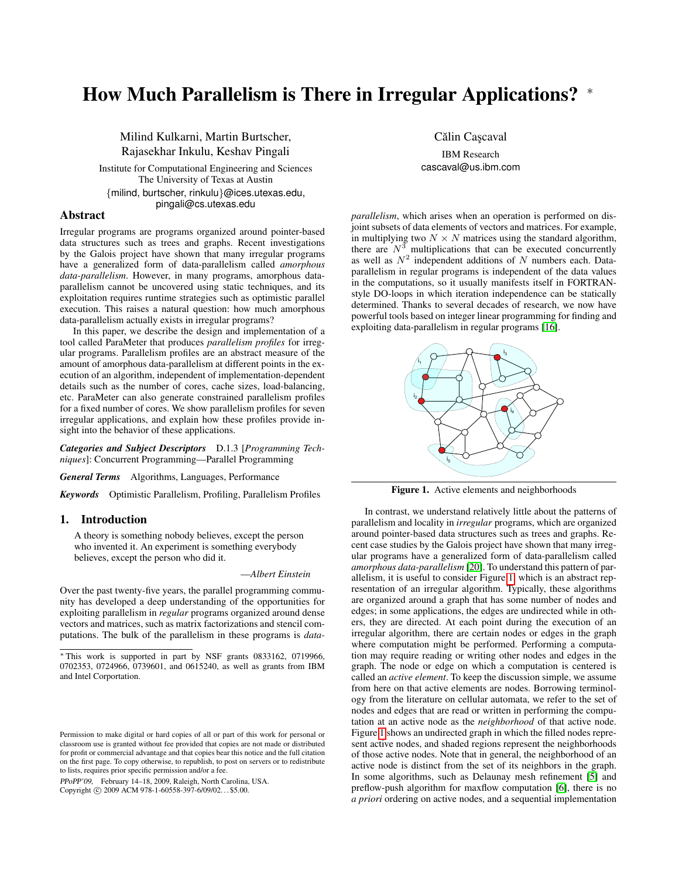# How Much Parallelism is There in Irregular Applications? *

Milind Kulkarni, Martin Burtscher, Rajasekhar Inkulu, Keshav Pingali

Institute for Computational Engineering and Sciences
The University of Texas at Austin
{milind, burtscher, rinkulu}@ices.utexas.edu, pingali@cs.utexas.edu

Călin Caşcaval

IBM Research
cascaval@us.ibm.com

## Abstract

Irregular programs are programs organized around pointer-based data structures such as trees and graphs. Recent investigations by the Galois project have shown that many irregular programs have a generalized form of data-parallelism called *amorphous data-parallelism*. However, in many programs, amorphous data-parallelism cannot be uncovered using static techniques, and its exploitation requires runtime strategies such as optimistic parallel execution. This raises a natural question: how much amorphous data-parallelism actually exists in irregular programs?

In this paper, we describe the design and implementation of a tool called ParaMeter that produces *parallelism profiles* for irregular programs. Parallelism profiles are an abstract measure of the amount of amorphous data-parallelism at different points in the execution of an algorithm, independent of implementation-dependent details such as the number of cores, cache sizes, load-balancing, etc. ParaMeter can also generate constrained parallelism profiles for a fixed number of cores. We show parallelism profiles for seven irregular applications, and explain how these profiles provide insight into the behavior of these applications.

***Categories and Subject Descriptors*** D.1.3 [*Programming Techniques*]: Concurrent Programming—Parallel Programming

***General Terms*** Algorithms, Languages, Performance

***Keywords*** Optimistic Parallelism, Profiling, Parallelism Profiles

## 1. Introduction

> A theory is something nobody believes, except the person who invented it. An experiment is something everybody believes, except the person who did it.
>
> —*Albert Einstein*

Over the past twenty-five years, the parallel programming community has developed a deep understanding of the opportunities for exploiting parallelism in *regular* programs organized around dense vectors and matrices, such as matrix factorizations and stencil computations. The bulk of the parallelism in these programs is *data-parallelism*, which arises when an operation is performed on disjoint subsets of data elements of vectors and matrices. For example, in multiplying two $N \times N$ matrices using the standard algorithm, there are $N^3$ multiplications that can be executed concurrently as well as $N^2$ independent additions of $N$ numbers each. Data-parallelism in regular programs is independent of the data values in the computations, so it usually manifests itself in FORTRAN-style DO-loops in which iteration independence can be statically determined. Thanks to several decades of research, we now have powerful tools based on integer linear programming for finding and exploiting data-parallelism in regular programs [16].

Figure 1. Active elements and neighborhoods

In contrast, we understand relatively little about the patterns of parallelism and locality in *irregular* programs, which are organized around pointer-based data structures such as trees and graphs. Recent case studies by the Galois project have shown that many irregular programs have a generalized form of data-parallelism called *amorphous data-parallelism* [20]. To understand this pattern of parallelism, it is useful to consider Figure 1, which is an abstract representation of an irregular algorithm. Typically, these algorithms are organized around a graph that has some number of nodes and edges; in some applications, the edges are undirected while in others, they are directed. At each point during the execution of an irregular algorithm, there are certain nodes or edges in the graph where computation might be performed. Performing a computation may require reading or writing other nodes and edges in the graph. The node or edge on which a computation is centered is called an *active element*. To keep the discussion simple, we assume from here on that active elements are nodes. Borrowing terminology from the literature on cellular automata, we refer to the set of nodes and edges that are read or written in performing the computation at an active node as the *neighborhood* of that active node. Figure 1 shows an undirected graph in which the filled nodes represent active nodes, and shaded regions represent the neighborhoods of those active nodes. Note that in general, the neighborhood of an active node is distinct from the set of its neighbors in the graph. In some algorithms, such as Delaunay mesh refinement [5] and preflow-push algorithm for maxflow computation [6], there is no *a priori* ordering on active nodes, and a sequential implementation

---

* This work is supported in part by NSF grants 0833162, 0719966, 0702353, 0724966, 0739601, and 0615240, as well as grants from IBM and Intel Corportation.

Permission to make digital or hard copies of all or part of this work for personal or classroom use is granted without fee provided that copies are not made or distributed for profit or commercial advantage and that copies bear this notice and the full citation on the first page. To copy otherwise, to republish, to post on servers or to redistribute to lists, requires prior specific permission and/or a fee.

*PPoPP'09,* February 14–18, 2009, Raleigh, North Carolina, USA.
Copyright © 2009 ACM 978-1-60558-397-6/09/02... $5.00.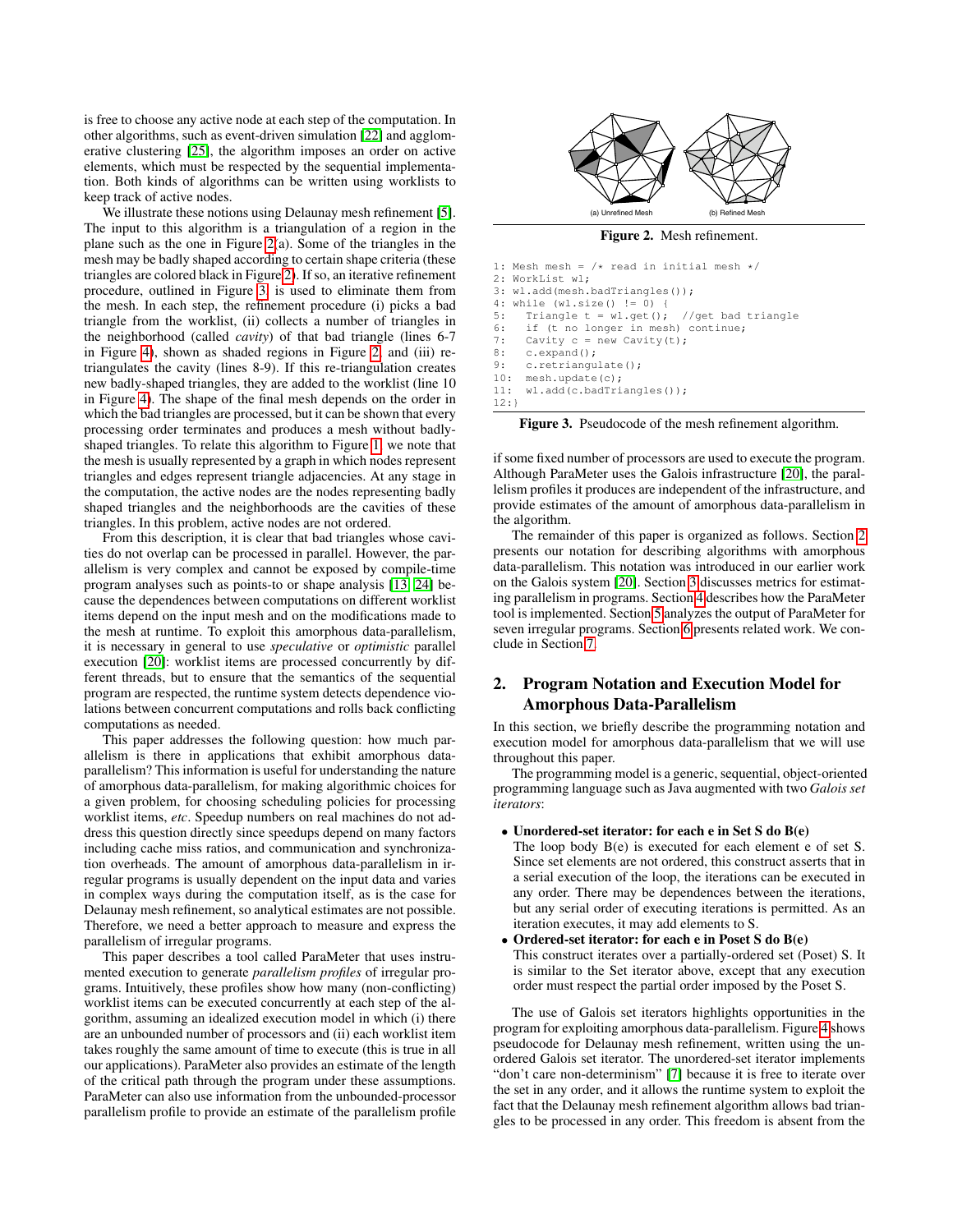is free to choose any active node at each step of the computation. In other algorithms, such as event-driven simulation [22] and agglomerative clustering [25], the algorithm imposes an order on active elements, which must be respected by the sequential implementation. Both kinds of algorithms can be written using worklists to keep track of active nodes.

We illustrate these notions using Delaunay mesh refinement [5]. The input to this algorithm is a triangulation of a region in the plane such as the one in Figure 2(a). Some of the triangles in the mesh may be badly shaped according to certain shape criteria (these triangles are colored black in Figure 2). If so, an iterative refinement procedure, outlined in Figure 3, is used to eliminate them from the mesh. In each step, the refinement procedure (i) picks a bad triangle from the worklist, (ii) collects a number of triangles in the neighborhood (called *cavity*) of that bad triangle (lines 6-7 in Figure 4), shown as shaded regions in Figure 2, and (iii) re-triangulates the cavity (lines 8-9). If this re-triangulation creates new badly-shaped triangles, they are added to the worklist (line 10 in Figure 4). The shape of the final mesh depends on the order in which the bad triangles are processed, but it can be shown that every processing order terminates and produces a mesh without badly-shaped triangles. To relate this algorithm to Figure 1, we note that the mesh is usually represented by a graph in which nodes represent triangles and edges represent triangle adjacencies. At any stage in the computation, the active nodes are the nodes representing badly shaped triangles and the neighborhoods are the cavities of these triangles. In this problem, active nodes are not ordered.

From this description, it is clear that bad triangles whose cavities do not overlap can be processed in parallel. However, the parallelism is very complex and cannot be exposed by compile-time program analyses such as points-to or shape analysis [13, 24] because the dependences between computations on different worklist items depend on the input mesh and on the modifications made to the mesh at runtime. To exploit this amorphous data-parallelism, it is necessary in general to use *speculative* or *optimistic* parallel execution [20]: worklist items are processed concurrently by different threads, but to ensure that the semantics of the sequential program are respected, the runtime system detects dependence violations between concurrent computations and rolls back conflicting computations as needed.

This paper addresses the following question: how much parallelism is there in applications that exhibit amorphous data-parallelism? This information is useful for understanding the nature of amorphous data-parallelism, for making algorithmic choices for a given problem, for choosing scheduling policies for processing worklist items, *etc*. Speedup numbers on real machines do not address this question directly since speedups depend on many factors including cache miss ratios, and communication and synchronization overheads. The amount of amorphous data-parallelism in irregular programs is usually dependent on the input data and varies in complex ways during the computation itself, as is the case for Delaunay mesh refinement, so analytical estimates are not possible. Therefore, we need a better approach to measure and express the parallelism of irregular programs.

This paper describes a tool called ParaMeter that uses instrumented execution to generate *parallelism profiles* of irregular programs. Intuitively, these profiles show how many (non-conflicting) worklist items can be executed concurrently at each step of the algorithm, assuming an idealized execution model in which (i) there are an unbounded number of processors and (ii) each worklist item takes roughly the same amount of time to execute (this is true in all our applications). ParaMeter also provides an estimate of the length of the critical path through the program under these assumptions. ParaMeter can also use information from the unbounded-processor parallelism profile to provide an estimate of the parallelism profile if some fixed number of processors are used to execute the program. Although ParaMeter uses the Galois infrastructure [20], the parallelism profiles it produces are independent of the infrastructure, and provide estimates of the amount of amorphous data-parallelism in the algorithm.

(a) Unrefined Mesh (b) Refined Mesh

**Figure 2.** Mesh refinement.

```
1: Mesh mesh = /* read in initial mesh */
2: WorkList wl;
3: wl.add(mesh.badTriangles());
4: while (wl.size() != 0) {
5:   Triangle t = wl.get();  //get bad triangle
6:   if (t no longer in mesh) continue;
7:   Cavity c = new Cavity(t);
8:   c.expand();
9:   c.retriangulate();
10:  mesh.update(c);
11:  wl.add(c.badTriangles());
12:}
```

**Figure 3.** Pseudocode of the mesh refinement algorithm.

The remainder of this paper is organized as follows. Section 2 presents our notation for describing algorithms with amorphous data-parallelism. This notation was introduced in our earlier work on the Galois system [20]. Section 3 discusses metrics for estimating parallelism in programs. Section 4 describes how the ParaMeter tool is implemented. Section 5 analyzes the output of ParaMeter for seven irregular programs. Section 6 presents related work. We conclude in Section 7.

## 2. Program Notation and Execution Model for Amorphous Data-Parallelism

In this section, we briefly describe the programming notation and execution model for amorphous data-parallelism that we will use throughout this paper.

The programming model is a generic, sequential, object-oriented programming language such as Java augmented with two *Galois set iterators*:

- **Unordered-set iterator: for each e in Set S do B(e)**
  The loop body B(e) is executed for each element e of set S. Since set elements are not ordered, this construct asserts that in a serial execution of the loop, the iterations can be executed in any order. There may be dependences between the iterations, but any serial order of executing iterations is permitted. As an iteration executes, it may add elements to S.
- **Ordered-set iterator: for each e in Poset S do B(e)**
  This construct iterates over a partially-ordered set (Poset) S. It is similar to the Set iterator above, except that any execution order must respect the partial order imposed by the Poset S.

The use of Galois set iterators highlights opportunities in the program for exploiting amorphous data-parallelism. Figure 4 shows pseudocode for Delaunay mesh refinement, written using the unordered Galois set iterator. The unordered-set iterator implements "don't care non-determinism" [7] because it is free to iterate over the set in any order, and it allows the runtime system to exploit the fact that the Delaunay mesh refinement algorithm allows bad triangles to be processed in any order. This freedom is absent from the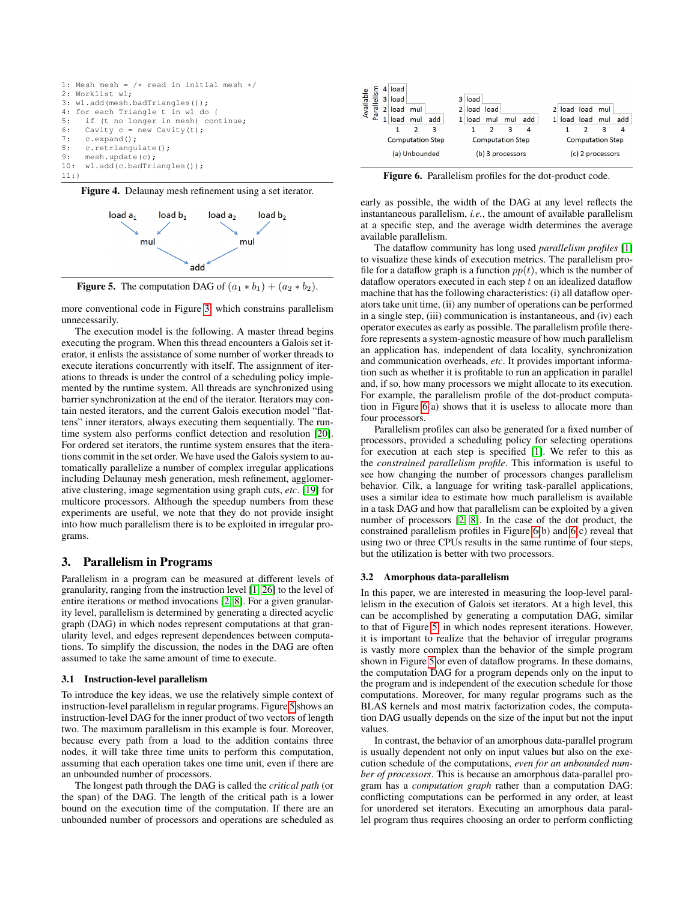```
1: Mesh mesh = /* read in initial mesh */
2: Worklist wl;
3: wl.add(mesh.badTriangles());
4: for each Triangle t in wl do {
5:   if (t no longer in mesh) continue;
6:   Cavity c = new Cavity(t);
7:   c.expand();
8:   c.retriangulate();
9:   mesh.update(c);
10:  wl.add(c.badTriangles());
11:}
```

**Figure 4.** Delaunay mesh refinement using a set iterator.

**Figure 5.** The computation DAG of $(a_1 * b_1) + (a_2 * b_2)$.

more conventional code in Figure 3 which constrains parallelism unnecessarily.

The execution model is the following. A master thread begins executing the program. When this thread encounters a Galois set iterator, it enlists the assistance of some number of worker threads to execute iterations concurrently with itself. The assignment of iterations to threads is under the control of a scheduling policy implemented by the runtime system. All threads are synchronized using barrier synchronization at the end of the iterator. Iterators may contain nested iterators, and the current Galois execution model "flattens" inner iterators, always executing them sequentially. The runtime system also performs conflict detection and resolution [20]. For ordered set iterators, the runtime system ensures that the iterations commit in the set order. We have used the Galois system to automatically parallelize a number of complex irregular applications including Delaunay mesh generation, mesh refinement, agglomerative clustering, image segmentation using graph cuts, *etc.* [19] for multicore processors. Although the speedup numbers from these experiments are useful, we note that they do not provide insight into how much parallelism there is to be exploited in irregular programs.

## 3. Parallelism in Programs

Parallelism in a program can be measured at different levels of granularity, ranging from the instruction level [1, 26] to the level of entire iterations or method invocations [2, 8]. For a given granularity level, parallelism is determined by generating a directed acyclic graph (DAG) in which nodes represent computations at that granularity level, and edges represent dependences between computations. To simplify the discussion, the nodes in the DAG are often assumed to take the same amount of time to execute.

### 3.1 Instruction-level parallelism

To introduce the key ideas, we use the relatively simple context of instruction-level parallelism in regular programs. Figure 5 shows an instruction-level DAG for the inner product of two vectors of length two. The maximum parallelism in this example is four. Moreover, because every path from a load to the addition contains three nodes, it will take three time units to perform this computation, assuming that each operation takes one time unit, even if there are an unbounded number of processors.

The longest path through the DAG is called the *critical path* (or the span) of the DAG. The length of the critical path is a lower bound on the execution time of the computation. If there are an unbounded number of processors and operations are scheduled as early as possible, the width of the DAG at any level reflects the instantaneous parallelism, *i.e.*, the amount of available parallelism at a specific step, and the average width determines the average available parallelism.

**Figure 6.** Parallelism profiles for the dot-product code.

The dataflow community has long used *parallelism profiles* [1] to visualize these kinds of execution metrics. The parallelism profile for a dataflow graph is a function $pp(t)$, which is the number of dataflow operators executed in each step $t$ on an idealized dataflow machine that has the following characteristics: (i) all dataflow operators take unit time, (ii) any number of operations can be performed in a single step, (iii) communication is instantaneous, and (iv) each operator executes as early as possible. The parallelism profile therefore represents a system-agnostic measure of how much parallelism an application has, independent of data locality, synchronization and communication overheads, *etc*. It provides important information such as whether it is profitable to run an application in parallel and, if so, how many processors we might allocate to its execution. For example, the parallelism profile of the dot-product computation in Figure 6(a) shows that it is useless to allocate more than four processors.

Parallelism profiles can also be generated for a fixed number of processors, provided a scheduling policy for selecting operations for execution at each step is specified [1]. We refer to this as the *constrained parallelism profile*. This information is useful to see how changing the number of processors changes parallelism behavior. Cilk, a language for writing task-parallel applications, uses a similar idea to estimate how much parallelism is available in a task DAG and how that parallelism can be exploited by a given number of processors [2, 8]. In the case of the dot product, the constrained parallelism profiles in Figure 6(b) and 6(c) reveal that using two or three CPUs results in the same runtime of four steps, but the utilization is better with two processors.

### 3.2 Amorphous data-parallelism

In this paper, we are interested in measuring the loop-level parallelism in the execution of Galois set iterators. At a high level, this can be accomplished by generating a computation DAG, similar to that of Figure 5, in which nodes represent iterations. However, it is important to realize that the behavior of irregular programs is vastly more complex than the behavior of the simple program shown in Figure 5 or even of dataflow programs. In these domains, the computation DAG for a program depends only on the input to the program and is independent of the execution schedule for those computations. Moreover, for many regular programs such as the BLAS kernels and most matrix factorization codes, the computation DAG usually depends on the size of the input but not the input values.

In contrast, the behavior of an amorphous data-parallel program is usually dependent not only on input values but also on the execution schedule of the computations, *even for an unbounded number of processors*. This is because an amorphous data-parallel program has a *computation graph* rather than a computation DAG: conflicting computations can be performed in any order, at least for unordered set iterators. Executing an amorphous data parallel program thus requires choosing an order to perform conflicting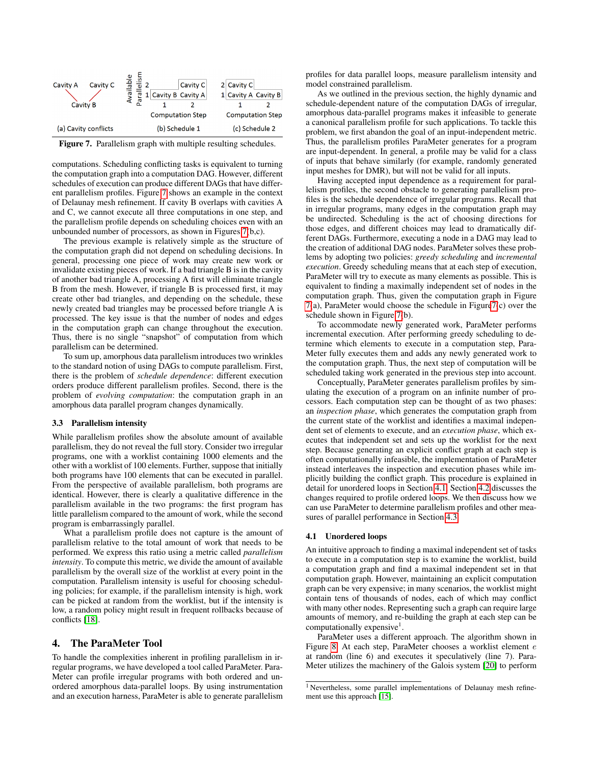Figure 7. Parallelism graph with multiple resulting schedules.

computations. Scheduling conflicting tasks is equivalent to turning the computation graph into a computation DAG. However, different schedules of execution can produce different DAGs that have different parallelism profiles. Figure 7 shows an example in the context of Delaunay mesh refinement. If cavity B overlaps with cavities A and C, we cannot execute all three computations in one step, and the parallelism profile depends on scheduling choices even with an unbounded number of processors, as shown in Figures 7(b,c).

The previous example is relatively simple as the structure of the computation graph did not depend on scheduling decisions. In general, processing one piece of work may create new work or invalidate existing pieces of work. If a bad triangle B is in the cavity of another bad triangle A, processing A first will eliminate triangle B from the mesh. However, if triangle B is processed first, it may create other bad triangles, and depending on the schedule, these newly created bad triangles may be processed before triangle A is processed. The key issue is that the number of nodes and edges in the computation graph can change throughout the execution. Thus, there is no single "snapshot" of computation from which parallelism can be determined.

To sum up, amorphous data parallelism introduces two wrinkles to the standard notion of using DAGs to compute parallelism. First, there is the problem of *schedule dependence*: different execution orders produce different parallelism profiles. Second, there is the problem of *evolving computation*: the computation graph in an amorphous data parallel program changes dynamically.

### 3.3 Parallelism intensity

While parallelism profiles show the absolute amount of available parallelism, they do not reveal the full story. Consider two irregular programs, one with a worklist containing 1000 elements and the other with a worklist of 100 elements. Further, suppose that initially both programs have 100 elements that can be executed in parallel. From the perspective of available parallelism, both programs are identical. However, there is clearly a qualitative difference in the parallelism available in the two programs: the first program has little parallelism compared to the amount of work, while the second program is embarrassingly parallel.

What a parallelism profile does not capture is the amount of parallelism relative to the total amount of work that needs to be performed. We express this ratio using a metric called *parallelism intensity*. To compute this metric, we divide the amount of available parallelism by the overall size of the worklist at every point in the computation. Parallelism intensity is useful for choosing scheduling policies; for example, if the parallelism intensity is high, work can be picked at random from the worklist, but if the intensity is low, a random policy might result in frequent rollbacks because of conflicts [18].

## 4. The ParaMeter Tool

To handle the complexities inherent in profiling parallelism in irregular programs, we have developed a tool called ParaMeter. ParaMeter can profile irregular programs with both ordered and unordered amorphous data-parallel loops. By using instrumentation and an execution harness, ParaMeter is able to generate parallelism profiles for data parallel loops, measure parallelism intensity and model constrained parallelism.

As we outlined in the previous section, the highly dynamic and schedule-dependent nature of the computation DAGs of irregular, amorphous data-parallel programs makes it infeasible to generate a canonical parallelism profile for such applications. To tackle this problem, we first abandon the goal of an input-independent metric. Thus, the parallelism profiles ParaMeter generates for a program are input-dependent. In general, a profile may be valid for a class of inputs that behave similarly (for example, randomly generated input meshes for DMR), but will not be valid for all inputs.

Having accepted input dependence as a requirement for parallelism profiles, the second obstacle to generating parallelism profiles is the schedule dependence of irregular programs. Recall that in irregular programs, many edges in the computation graph may be undirected. Scheduling is the act of choosing directions for those edges, and different choices may lead to dramatically different DAGs. Furthermore, executing a node in a DAG may lead to the creation of additional DAG nodes. ParaMeter solves these problems by adopting two policies: *greedy scheduling* and *incremental execution*. Greedy scheduling means that at each step of execution, ParaMeter will try to execute as many elements as possible. This is equivalent to finding a maximally independent set of nodes in the computation graph. Thus, given the computation graph in Figure 7(a), ParaMeter would choose the schedule in Figure 7(c) over the schedule shown in Figure 7(b).

To accommodate newly generated work, ParaMeter performs incremental execution. After performing greedy scheduling to determine which elements to execute in a computation step, ParaMeter fully executes them and adds any newly generated work to the computation graph. Thus, the next step of computation will be scheduled taking work generated in the previous step into account.

Conceptually, ParaMeter generates parallelism profiles by simulating the execution of a program on an infinite number of processors. Each computation step can be thought of as two phases: an *inspection phase*, which generates the computation graph from the current state of the worklist and identifies a maximal independent set of elements to execute, and an *execution phase*, which executes that independent set and sets up the worklist for the next step. Because generating an explicit conflict graph at each step is often computationally infeasible, the implementation of ParaMeter instead interleaves the inspection and execution phases while implicitly building the conflict graph. This procedure is explained in detail for unordered loops in Section 4.1. Section 4.2 discusses the changes required to profile ordered loops. We then discuss how we can use ParaMeter to determine parallelism profiles and other measures of parallel performance in Section 4.3.

### 4.1 Unordered loops

An intuitive approach to finding a maximal independent set of tasks to execute in a computation step is to examine the worklist, build a computation graph and find a maximal independent set in that computation graph. However, maintaining an explicit computation graph can be very expensive; in many scenarios, the worklist might contain tens of thousands of nodes, each of which may conflict with many other nodes. Representing such a graph can require large amounts of memory, and re-building the graph at each step can be computationally expensive[1].

ParaMeter uses a different approach. The algorithm shown in Figure 8. At each step, ParaMeter chooses a worklist element $e$ at random (line 6) and executes it speculatively (line 7). ParaMeter utilizes the machinery of the Galois system [20] to perform

[1] Nevertheless, some parallel implementations of Delaunay mesh refinement use this approach [15].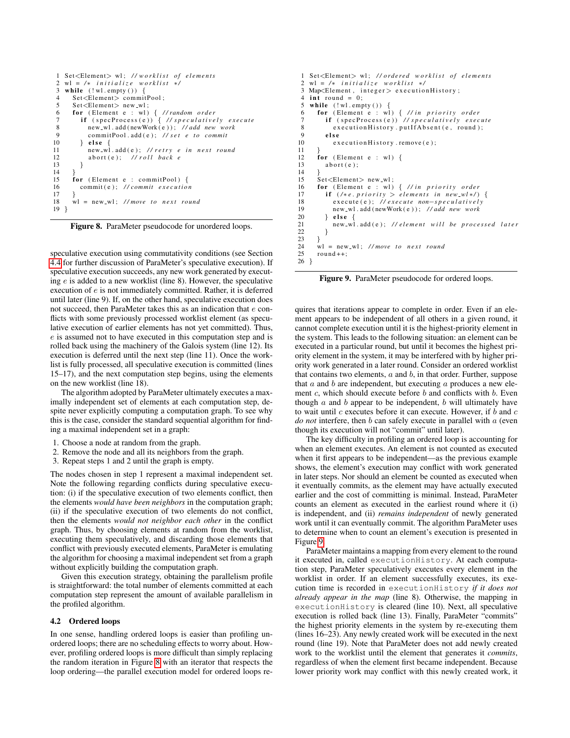```
1  Set<Element> wl; //worklist of elements
2  wl = /* initialize worklist */
3  while (!wl.empty()) {
4    Set<Element> commitPool;
5    Set<Element> new_wl;
6    for (Element e : wl) { //random order
7      if (specProcess(e)) { //speculatively execute
8        new_wl.add(newWork(e)); //add new work
9        commitPool.add(e); //set e to commit
10     } else {
11       new_wl.add(e); //retry e in next round
12       abort(e);  //roll back e
13     }
14   }
15   for (Element e : commitPool) {
16     commit(e); //commit execution
17   }
18   wl = new_wl; //move to next round
19 }
```

**Figure 8.** ParaMeter pseudocode for unordered loops.

speculative execution using commutativity conditions (see Section 4.4 for further discussion of ParaMeter's speculative execution). If speculative execution succeeds, any new work generated by executing $e$ is added to a new worklist (line 8). However, the speculative execution of $e$ is not immediately committed. Rather, it is deferred until later (line 9). If, on the other hand, speculative execution does not succeed, then ParaMeter takes this as an indication that $e$ conflicts with some previously processed worklist element (as speculative execution of earlier elements has not yet committed). Thus, $e$ is assumed not to have executed in this computation step and is rolled back using the machinery of the Galois system (line 12). Its execution is deferred until the next step (line 11). Once the worklist is fully processed, all speculative execution is committed (lines 15–17), and the next computation step begins, using the elements on the new worklist (line 18).

The algorithm adopted by ParaMeter ultimately executes a maximally independent set of elements at each computation step, despite never explicitly computing a computation graph. To see why this is the case, consider the standard sequential algorithm for finding a maximal independent set in a graph:

1. Choose a node at random from the graph.
2. Remove the node and all its neighbors from the graph.
3. Repeat steps 1 and 2 until the graph is empty.

The nodes chosen in step 1 represent a maximal independent set. Note the following regarding conflicts during speculative execution: (i) if the speculative execution of two elements conflict, then the elements *would have been neighbors* in the computation graph; (ii) if the speculative execution of two elements do not conflict, then the elements *would not neighbor each other* in the conflict graph. Thus, by choosing elements at random from the worklist, executing them speculatively, and discarding those elements that conflict with previously executed elements, ParaMeter is emulating the algorithm for choosing a maximal independent set from a graph without explicitly building the computation graph.

Given this execution strategy, obtaining the parallelism profile is straightforward: the total number of elements committed at each computation step represent the amount of available parallelism in the profiled algorithm.

### 4.2 Ordered loops

In one sense, handling ordered loops is easier than profiling unordered loops; there are no scheduling effects to worry about. However, profiling ordered loops is more difficult than simply replacing the random iteration in Figure 8 with an iterator that respects the loop ordering—the parallel execution model for ordered loops requires that iterations appear to complete in order. Even if an element appears to be independent of all others in a given round, it cannot complete execution until it is the highest-priority element in the system. This leads to the following situation: an element can be executed in a particular round, but until it becomes the highest priority element in the system, it may be interfered with by higher priority work generated in a later round. Consider an ordered worklist that contains two elements, $a$ and $b$, in that order. Further, suppose that $a$ and $b$ are independent, but executing $a$ produces a new element $c$, which should execute before $b$ and conflicts with $b$. Even though $a$ and $b$ appear to be independent, $b$ will ultimately have to wait until $c$ executes before it can execute. However, if $b$ and $c$ *do not* interfere, then $b$ can safely execute in parallel with $a$ (even though its execution will not "commit" until later).

```
1  Set<Element> wl; //ordered worklist of elements
2  wl = /* initialize worklist */
3  Map<Element, integer> executionHistory;
4  int round = 0;
5  while (!wl.empty()) {
6    for (Element e : wl) { //in priority order
7      if (specProcess(e)) //speculatively execute
8        executionHistory.putIfAbsent(e, round);
9      else
10       executionHistory.remove(e);
11   }
12   for (Element e : wl) {
13     abort(e);
14   }
15   Set<Element> new_wl;
16   for (Element e : wl) { //in priority order
17     if (/*e.priority > elements in new_wl*/) {
18       execute(e); //execute non-speculatively
19       new_wl.add(newWork(e)); //add new work
20     } else {
21       new_wl.add(e); //element will be processed later
22     }
23   }
24   wl = new_wl; //move to next round
25   round++;
26 }
```

**Figure 9.** ParaMeter pseudocode for ordered loops.

The key difficulty in profiling an ordered loop is accounting for when an element executes. An element is not counted as executed when it first appears to be independent—as the previous example shows, the element's execution may conflict with work generated in later steps. Nor should an element be counted as executed when it eventually commits, as the element may have actually executed earlier and the cost of committing is minimal. Instead, ParaMeter counts an element as executed in the earliest round where it (i) is independent, and (ii) *remains independent* of newly generated work until it can eventually commit. The algorithm ParaMeter uses to determine when to count an element's execution is presented in Figure 9.

ParaMeter maintains a mapping from every element to the round it executed in, called `executionHistory`. At each computation step, ParaMeter speculatively executes every element in the worklist in order. If an element successfully executes, its execution time is recorded in `executionHistory` *if it does not already appear in the map* (line 8). Otherwise, the mapping in `executionHistory` is cleared (line 10). Next, all speculative execution is rolled back (line 13). Finally, ParaMeter "commits" the highest priority elements in the system by re-executing them (lines 16–23). Any newly created work will be executed in the next round (line 19). Note that ParaMeter does not add newly created work to the worklist until the element that generates it *commits*, regardless of when the element first became independent. Because lower priority work may conflict with this newly created work, it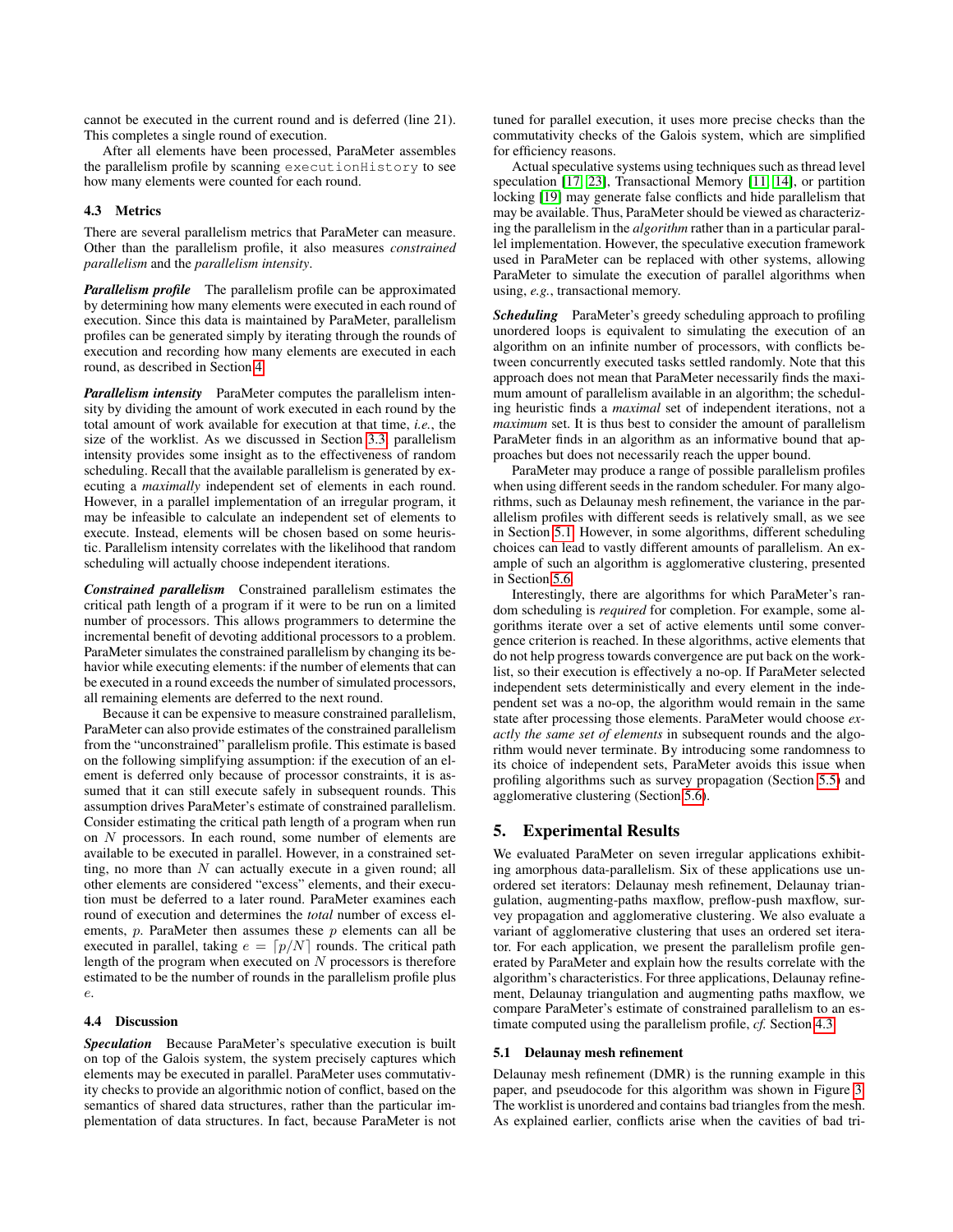cannot be executed in the current round and is deferred (line 21). This completes a single round of execution.

After all elements have been processed, ParaMeter assembles the parallelism profile by scanning `executionHistory` to see how many elements were counted for each round.

### 4.3 Metrics

There are several parallelism metrics that ParaMeter can measure. Other than the parallelism profile, it also measures *constrained parallelism* and the *parallelism intensity*.

***Parallelism profile*** The parallelism profile can be approximated by determining how many elements were executed in each round of execution. Since this data is maintained by ParaMeter, parallelism profiles can be generated simply by iterating through the rounds of execution and recording how many elements are executed in each round, as described in Section 4.

***Parallelism intensity*** ParaMeter computes the parallelism intensity by dividing the amount of work executed in each round by the total amount of work available for execution at that time, *i.e.*, the size of the worklist. As we discussed in Section 3.3, parallelism intensity provides some insight as to the effectiveness of random scheduling. Recall that the available parallelism is generated by executing a *maximally* independent set of elements in each round. However, in a parallel implementation of an irregular program, it may be infeasible to calculate an independent set of elements to execute. Instead, elements will be chosen based on some heuristic. Parallelism intensity correlates with the likelihood that random scheduling will actually choose independent iterations.

***Constrained parallelism*** Constrained parallelism estimates the critical path length of a program if it were to be run on a limited number of processors. This allows programmers to determine the incremental benefit of devoting additional processors to a problem. ParaMeter simulates the constrained parallelism by changing its behavior while executing elements: if the number of elements that can be executed in a round exceeds the number of simulated processors, all remaining elements are deferred to the next round.

Because it can be expensive to measure constrained parallelism, ParaMeter can also provide estimates of the constrained parallelism from the "unconstrained" parallelism profile. This estimate is based on the following simplifying assumption: if the execution of an element is deferred only because of processor constraints, it is assumed that it can still execute safely in subsequent rounds. This assumption drives ParaMeter's estimate of constrained parallelism. Consider estimating the critical path length of a program when run on $N$ processors. In each round, some number of elements are available to be executed in parallel. However, in a constrained setting, no more than $N$ can actually execute in a given round; all other elements are considered "excess" elements, and their execution must be deferred to a later round. ParaMeter examines each round of execution and determines the *total* number of excess elements, $p$. ParaMeter then assumes these $p$ elements can all be executed in parallel, taking $e = \lceil p/N \rceil$ rounds. The critical path length of the program when executed on $N$ processors is therefore estimated to be the number of rounds in the parallelism profile plus $e$.

### 4.4 Discussion

***Speculation*** Because ParaMeter's speculative execution is built on top of the Galois system, the system precisely captures which elements may be executed in parallel. ParaMeter uses commutativity checks to provide an algorithmic notion of conflict, based on the semantics of shared data structures, rather than the particular implementation of data structures. In fact, because ParaMeter is not tuned for parallel execution, it uses more precise checks than the commutativity checks of the Galois system, which are simplified for efficiency reasons.

Actual speculative systems using techniques such as thread level speculation [17, 23], Transactional Memory [11, 14], or partition locking [19] may generate false conflicts and hide parallelism that may be available. Thus, ParaMeter should be viewed as characterizing the parallelism in the *algorithm* rather than in a particular parallel implementation. However, the speculative execution framework used in ParaMeter can be replaced with other systems, allowing ParaMeter to simulate the execution of parallel algorithms when using, *e.g.*, transactional memory.

***Scheduling*** ParaMeter's greedy scheduling approach to profiling unordered loops is equivalent to simulating the execution of an algorithm on an infinite number of processors, with conflicts between concurrently executed tasks settled randomly. Note that this approach does not mean that ParaMeter necessarily finds the maximum amount of parallelism available in an algorithm; the scheduling heuristic finds a *maximal* set of independent iterations, not a *maximum* set. It is thus best to consider the amount of parallelism ParaMeter finds in an algorithm as an informative bound that approaches but does not necessarily reach the upper bound.

ParaMeter may produce a range of possible parallelism profiles when using different seeds in the random scheduler. For many algorithms, such as Delaunay mesh refinement, the variance in the parallelism profiles with different seeds is relatively small, as we see in Section 5.1. However, in some algorithms, different scheduling choices can lead to vastly different amounts of parallelism. An example of such an algorithm is agglomerative clustering, presented in Section 5.6.

Interestingly, there are algorithms for which ParaMeter's random scheduling is *required* for completion. For example, some algorithms iterate over a set of active elements until some convergence criterion is reached. In these algorithms, active elements that do not help progress towards convergence are put back on the worklist, so their execution is effectively a no-op. If ParaMeter selected independent sets deterministically and every element in the independent set was a no-op, the algorithm would remain in the same state after processing those elements. ParaMeter would choose *exactly the same set of elements* in subsequent rounds and the algorithm would never terminate. By introducing some randomness to its choice of independent sets, ParaMeter avoids this issue when profiling algorithms such as survey propagation (Section 5.5) and agglomerative clustering (Section 5.6).

## 5. Experimental Results

We evaluated ParaMeter on seven irregular applications exhibiting amorphous data-parallelism. Six of these applications use unordered set iterators: Delaunay mesh refinement, Delaunay triangulation, augmenting-paths maxflow, preflow-push maxflow, survey propagation and agglomerative clustering. We also evaluate a variant of agglomerative clustering that uses an ordered set iterator. For each application, we present the parallelism profile generated by ParaMeter and explain how the results correlate with the algorithm's characteristics. For three applications, Delaunay refinement, Delaunay triangulation and augmenting paths maxflow, we compare ParaMeter's estimate of constrained parallelism to an estimate computed using the parallelism profile, *cf.* Section 4.3.

### 5.1 Delaunay mesh refinement

Delaunay mesh refinement (DMR) is the running example in this paper, and pseudocode for this algorithm was shown in Figure 3. The worklist is unordered and contains bad triangles from the mesh. As explained earlier, conflicts arise when the cavities of bad tri-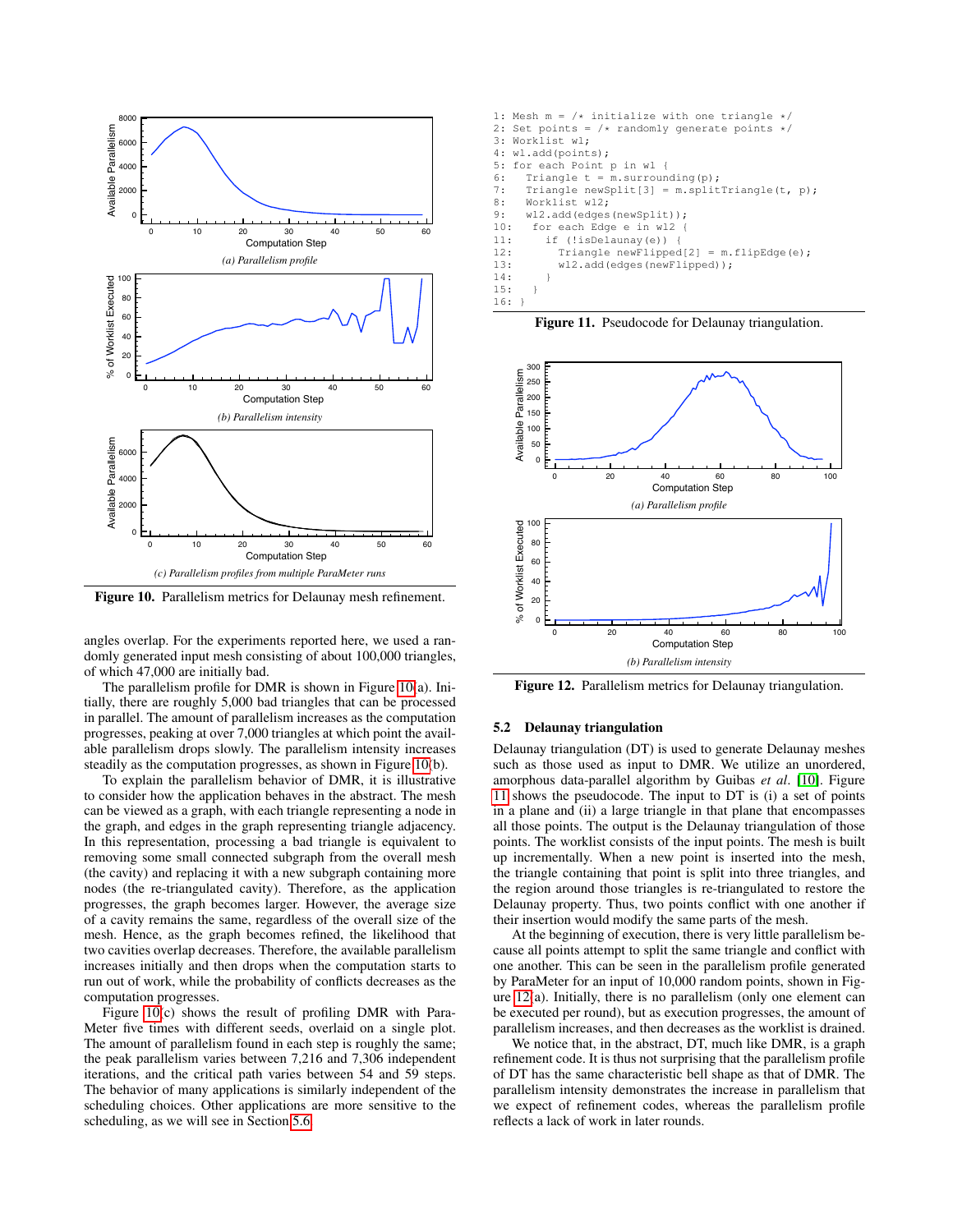(a) Parallelism profile

(b) Parallelism intensity

(c) Parallelism profiles from multiple ParaMeter runs

**Figure 10.** Parallelism metrics for Delaunay mesh refinement.

angles overlap. For the experiments reported here, we used a randomly generated input mesh consisting of about 100,000 triangles, of which 47,000 are initially bad.

The parallelism profile for DMR is shown in Figure 10(a). Initially, there are roughly 5,000 bad triangles that can be processed in parallel. The amount of parallelism increases as the computation progresses, peaking at over 7,000 triangles at which point the available parallelism drops slowly. The parallelism intensity increases steadily as the computation progresses, as shown in Figure 10(b).

To explain the parallelism behavior of DMR, it is illustrative to consider how the application behaves in the abstract. The mesh can be viewed as a graph, with each triangle representing a node in the graph, and edges in the graph representing triangle adjacency. In this representation, processing a bad triangle is equivalent to removing some small connected subgraph from the overall mesh (the cavity) and replacing it with a new subgraph containing more nodes (the re-triangulated cavity). Therefore, as the application progresses, the graph becomes larger. However, the average size of a cavity remains the same, regardless of the overall size of the mesh. Hence, as the graph becomes refined, the likelihood that two cavities overlap decreases. Therefore, the available parallelism increases initially and then drops when the computation starts to run out of work, while the probability of conflicts decreases as the computation progresses.

Figure 10(c) shows the result of profiling DMR with ParaMeter five times with different seeds, overlaid on a single plot. The amount of parallelism found in each step is roughly the same; the peak parallelism varies between 7,216 and 7,306 independent iterations, and the critical path varies between 54 and 59 steps. The behavior of many applications is similarly independent of the scheduling choices. Other applications are more sensitive to the scheduling, as we will see in Section 5.6.

```
1: Mesh m = /* initialize with one triangle */
2: Set points = /* randomly generate points */
3: Worklist wl;
4: wl.add(points);
5: for each Point p in wl {
6:   Triangle t = m.surrounding(p);
7:   Triangle newSplit[3] = m.splitTriangle(t, p);
8:   Worklist wl2;
9:   wl2.add(edges(newSplit));
10:   for each Edge e in wl2 {
11:     if (!isDelaunay(e)) {
12:       Triangle newFlipped[2] = m.flipEdge(e);
13:       wl2.add(edges(newFlipped));
14:     }
15:   }
16: }
```

**Figure 11.** Pseudocode for Delaunay triangulation.

(a) Parallelism profile

(b) Parallelism intensity

**Figure 12.** Parallelism metrics for Delaunay triangulation.

### 5.2 Delaunay triangulation

Delaunay triangulation (DT) is used to generate Delaunay meshes such as those used as input to DMR. We utilize an unordered, amorphous data-parallel algorithm by Guibas *et al.* [10]. Figure 11 shows the pseudocode. The input to DT is (i) a set of points in a plane and (ii) a large triangle in that plane that encompasses all those points. The output is the Delaunay triangulation of those points. The worklist consists of the input points. The mesh is built up incrementally. When a new point is inserted into the mesh, the triangle containing that point is split into three triangles, and the region around those triangles is re-triangulated to restore the Delaunay property. Thus, two points conflict with one another if their insertion would modify the same parts of the mesh.

At the beginning of execution, there is very little parallelism because all points attempt to split the same triangle and conflict with one another. This can be seen in the parallelism profile generated by ParaMeter for an input of 10,000 random points, shown in Figure 12(a). Initially, there is no parallelism (only one element can be executed per round), but as execution progresses, the amount of parallelism increases, and then decreases as the worklist is drained.

We notice that, in the abstract, DT, much like DMR, is a graph refinement code. It is thus not surprising that the parallelism profile of DT has the same characteristic bell shape as that of DMR. The parallelism intensity demonstrates the increase in parallelism that we expect of refinement codes, whereas the parallelism profile reflects a lack of work in later rounds.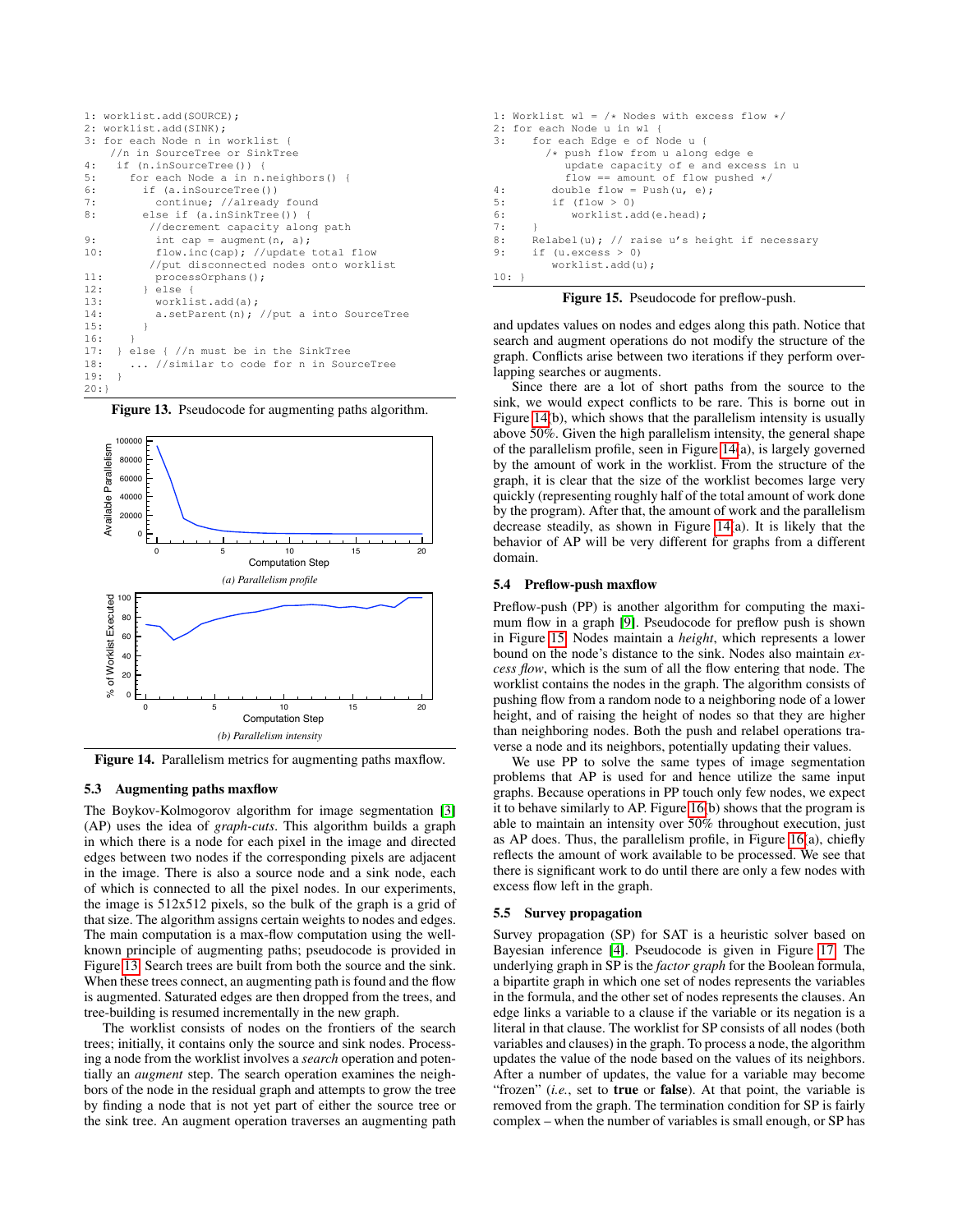```
1: worklist.add(SOURCE);
2: worklist.add(SINK);
3: for each Node n in worklist {
   //n in SourceTree or SinkTree
4:   if (n.inSourceTree()) {
5:     for each Node a in n.neighbors() {
6:       if (a.inSourceTree())
7:         continue; //already found
8:       else if (a.inSinkTree()) {
          //decrement capacity along path
9:         int cap = augment(n, a);
10:        flow.inc(cap); //update total flow
          //put disconnected nodes onto worklist
11:        processOrphans();
12:      } else {
13:        worklist.add(a);
14:        a.setParent(n); //put a into SourceTree
15:      }
16:    }
17:  } else { //n must be in the SinkTree
18:    ... //similar to code for n in SourceTree
19:  }
20:}
```

**Figure 13.** Pseudocode for augmenting paths algorithm.

*(a) Parallelism profile*

*(b) Parallelism intensity*

**Figure 14.** Parallelism metrics for augmenting paths maxflow.

### 5.3 Augmenting paths maxflow

The Boykov-Kolmogorov algorithm for image segmentation [3] (AP) uses the idea of *graph-cuts*. This algorithm builds a graph in which there is a node for each pixel in the image and directed edges between two nodes if the corresponding pixels are adjacent in the image. There is also a source node and a sink node, each of which is connected to all the pixel nodes. In our experiments, the image is 512x512 pixels, so the bulk of the graph is a grid of that size. The algorithm assigns certain weights to nodes and edges. The main computation is a max-flow computation using the well-known principle of augmenting paths; pseudocode is provided in Figure 13. Search trees are built from both the source and the sink. When these trees connect, an augmenting path is found and the flow is augmented. Saturated edges are then dropped from the trees, and tree-building is resumed incrementally in the new graph.

The worklist consists of nodes on the frontiers of the search trees; initially, it contains only the source and sink nodes. Processing a node from the worklist involves a *search* operation and potentially an *augment* step. The search operation examines the neighbors of the node in the residual graph and attempts to grow the tree by finding a node that is not yet part of either the source tree or the sink tree. An augment operation traverses an augmenting path and updates values on nodes and edges along this path. Notice that search and augment operations do not modify the structure of the graph. Conflicts arise between two iterations if they perform overlapping searches or augments.

Since there are a lot of short paths from the source to the sink, we would expect conflicts to be rare. This is borne out in Figure 14(b), which shows that the parallelism intensity is usually above 50%. Given the high parallelism intensity, the general shape of the parallelism profile, seen in Figure 14(a), is largely governed by the amount of work in the worklist. From the structure of the graph, it is clear that the size of the worklist becomes large very quickly (representing roughly half of the total amount of work done by the program). After that, the amount of work and the parallelism decrease steadily, as shown in Figure 14(a). It is likely that the behavior of AP will be very different for graphs from a different domain.

```
1: Worklist wl = /* Nodes with excess flow */
2: for each Node u in wl {
3:     for each Edge e of Node u {
         /* push flow from u along edge e
            update capacity of e and excess in u
            flow == amount of flow pushed */
4:       double flow = Push(u, e);
5:       if (flow > 0)
6:          worklist.add(e.head);
7:     }
8:     Relabel(u); // raise u's height if necessary
9:     if (u.excess > 0)
          worklist.add(u);
10: }
```

**Figure 15.** Pseudocode for preflow-push.

### 5.4 Preflow-push maxflow

Preflow-push (PP) is another algorithm for computing the maximum flow in a graph [9]. Pseudocode for preflow push is shown in Figure 15. Nodes maintain a *height*, which represents a lower bound on the node's distance to the sink. Nodes also maintain *excess flow*, which is the sum of all the flow entering that node. The worklist contains the nodes in the graph. The algorithm consists of pushing flow from a random node to a neighboring node of a lower height, and of raising the height of nodes so that they are higher than neighboring nodes. Both the push and relabel operations traverse a node and its neighbors, potentially updating their values.

We use PP to solve the same types of image segmentation problems that AP is used for and hence utilize the same input graphs. Because operations in PP touch only few nodes, we expect it to behave similarly to AP. Figure 16(b) shows that the program is able to maintain an intensity over 50% throughout execution, just as AP does. Thus, the parallelism profile, in Figure 16(a), chiefly reflects the amount of work available to be processed. We see that there is significant work to do until there are only a few nodes with excess flow left in the graph.

### 5.5 Survey propagation

Survey propagation (SP) for SAT is a heuristic solver based on Bayesian inference [4]. Pseudocode is given in Figure 17. The underlying graph in SP is the *factor graph* for the Boolean formula, a bipartite graph in which one set of nodes represents the variables in the formula, and the other set of nodes represents the clauses. An edge links a variable to a clause if the variable or its negation is a literal in that clause. The worklist for SP consists of all nodes (both variables and clauses) in the graph. To process a node, the algorithm updates the value of the node based on the values of its neighbors. After a number of updates, the value for a variable may become "frozen" (*i.e.*, set to **true** or **false**). At that point, the variable is removed from the graph. The termination condition for SP is fairly complex – when the number of variables is small enough, or SP has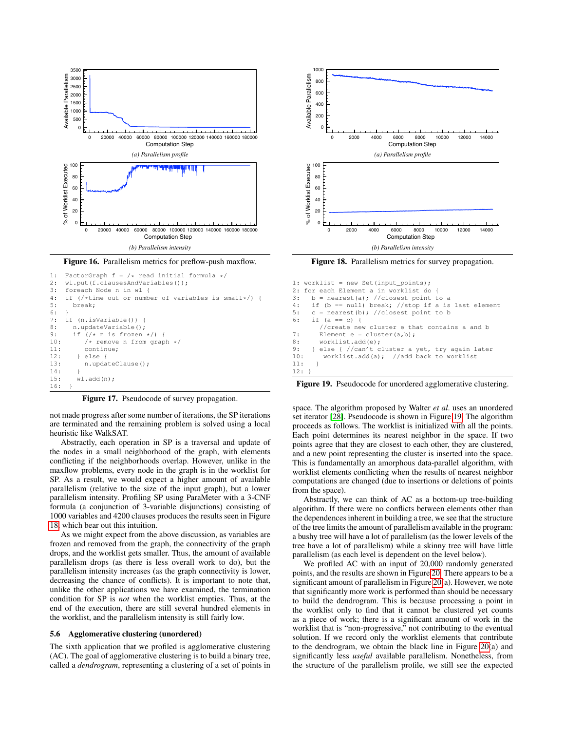(a) Parallelism profile

(b) Parallelism intensity

**Figure 16.** Parallelism metrics for preflow-push maxflow.

```
1:  FactorGraph f = /* read initial formula */
2:  wl.put(f.clausesAndVariables());
3:  foreach Node n in wl {
4:   if (/*time out or number of variables is small*/) {
5:     break;
6:   }
7:   if (n.isVariable()) {
8:     n.updateVariable();
9:     if (/* n is frozen */) {
10:       /* remove n from graph */
11:       continue;
12:     } else {
13:       n.updateClause();
14:     }
15:     wl.add(n);
16:  }
```

**Figure 17.** Pseudocode of survey propagation.

not made progress after some number of iterations, the SP iterations are terminated and the remaining problem is solved using a local heuristic like WalkSAT.

Abstractly, each operation in SP is a traversal and update of the nodes in a small neighborhood of the graph, with elements conflicting if the neighborhoods overlap. However, unlike in the maxflow problems, every node in the graph is in the worklist for SP. As a result, we would expect a higher amount of available parallelism (relative to the size of the input graph), but a lower parallelism intensity. Profiling SP using ParaMeter with a 3-CNF formula (a conjunction of 3-variable disjunctions) consisting of 1000 variables and 4200 clauses produces the results seen in Figure 18, which bear out this intuition.

As we might expect from the above discussion, as variables are frozen and removed from the graph, the connectivity of the graph drops, and the worklist gets smaller. Thus, the amount of available parallelism drops (as there is less overall work to do), but the parallelism intensity increases (as the graph connectivity is lower, decreasing the chance of conflicts). It is important to note that, unlike the other applications we have examined, the termination condition for SP is *not* when the worklist empties. Thus, at the end of the execution, there are still several hundred elements in the worklist, and the parallelism intensity is still fairly low.

### 5.6 Agglomerative clustering (unordered)

The sixth application that we profiled is agglomerative clustering (AC). The goal of agglomerative clustering is to build a binary tree, called a *dendrogram*, representing a clustering of a set of points in space. The algorithm proposed by Walter *et al*. uses an unordered set iterator [28]. Pseudocode is shown in Figure 19. The algorithm proceeds as follows. The worklist is initialized with all the points. Each point determines its nearest neighbor in the space. If two points agree that they are closest to each other, they are clustered, and a new point representing the cluster is inserted into the space. This is fundamentally an amorphous data-parallel algorithm, with worklist elements conflicting when the results of nearest neighbor computations are changed (due to insertions or deletions of points from the space).

Abstractly, we can think of AC as a bottom-up tree-building algorithm. If there were no conflicts between elements other than the dependences inherent in building a tree, we see that the structure of the tree limits the amount of parallelism available in the program: a bushy tree will have a lot of parallelism (as the lower levels of the tree have a lot of parallelism) while a skinny tree will have little parallelism (as each level is dependent on the level below).

We profiled AC with an input of 20,000 randomly generated points, and the results are shown in Figure 20. There appears to be a significant amount of parallelism in Figure 20(a). However, we note that significantly more work is performed than should be necessary to build the dendrogram. This is because processing a point in the worklist only to find that it cannot be clustered yet counts as a piece of work; there is a significant amount of work in the worklist that is "non-progressive," not contributing to the eventual solution. If we record only the worklist elements that contribute to the dendrogram, we obtain the black line in Figure 20(a) and significantly less *useful* available parallelism. Nonetheless, from the structure of the parallelism profile, we still see the expected

(a) Parallelism profile

(b) Parallelism intensity

**Figure 18.** Parallelism metrics for survey propagation.

```
1: worklist = new Set(input_points);
2: for each Element a in worklist do {
3:   b = nearest(a); //closest point to a
4:   if (b == null) break; //stop if a is last element
5:   c = nearest(b); //closest point to b
6:   if (a == c) {
      //create new cluster e that contains a and b
7:     Element e = cluster(a,b);
8:     worklist.add(e);
9:   } else { //can't cluster a yet, try again later
10:     worklist.add(a);  //add back to worklist
11:   }
12: }
```

**Figure 19.** Pseudocode for unordered agglomerative clustering.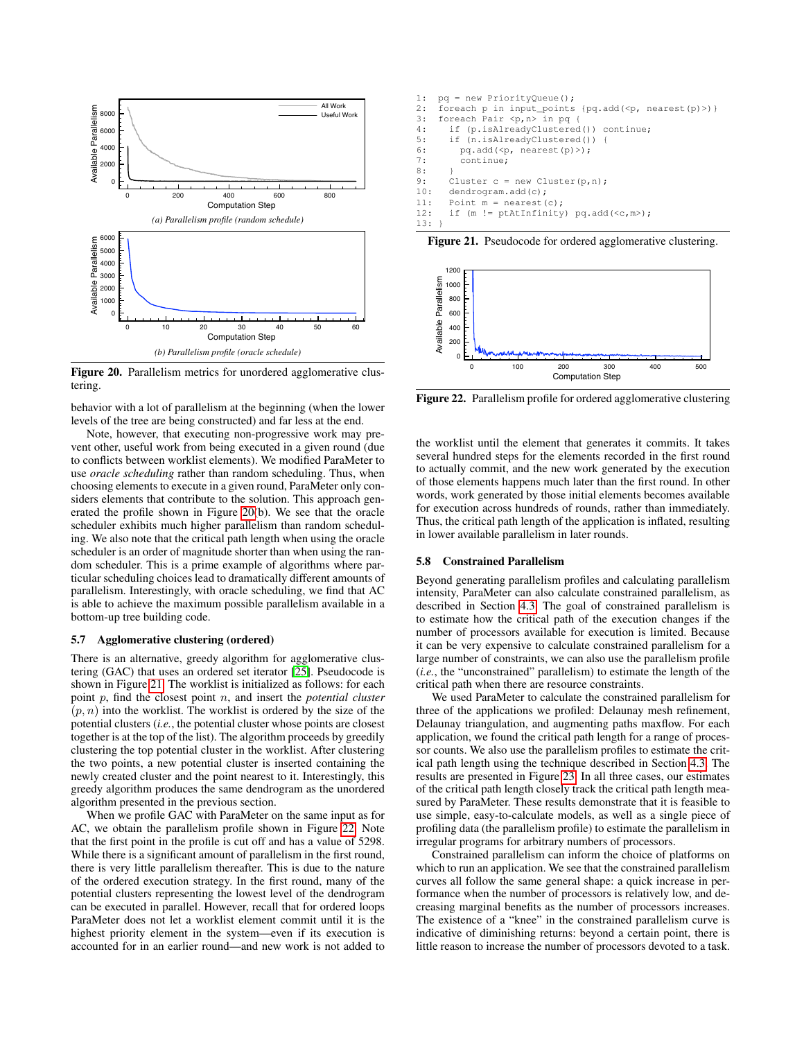*(a) Parallelism profile (random schedule)*

*(b) Parallelism profile (oracle schedule)*

**Figure 20.** Parallelism metrics for unordered agglomerative clustering.

behavior with a lot of parallelism at the beginning (when the lower levels of the tree are being constructed) and far less at the end.

Note, however, that executing non-progressive work may prevent other, useful work from being executed in a given round (due to conflicts between worklist elements). We modified ParaMeter to use *oracle scheduling* rather than random scheduling. Thus, when choosing elements to execute in a given round, ParaMeter only considers elements that contribute to the solution. This approach generated the profile shown in Figure 20(b). We see that the oracle scheduler exhibits much higher parallelism than random scheduling. We also note that the critical path length when using the oracle scheduler is an order of magnitude shorter than when using the random scheduler. This is a prime example of algorithms where particular scheduling choices lead to dramatically different amounts of parallelism. Interestingly, with oracle scheduling, we find that AC is able to achieve the maximum possible parallelism available in a bottom-up tree building code.

### 5.7 Agglomerative clustering (ordered)

There is an alternative, greedy algorithm for agglomerative clustering (GAC) that uses an ordered set iterator [25]. Pseudocode is shown in Figure 21. The worklist is initialized as follows: for each point $p$, find the closest point $n$, and insert the *potential cluster* $(p, n)$ into the worklist. The worklist is ordered by the size of the potential clusters (*i.e.*, the potential cluster whose points are closest together is at the top of the list). The algorithm proceeds by greedily clustering the top potential cluster in the worklist. After clustering the two points, a new potential cluster is inserted containing the newly created cluster and the point nearest to it. Interestingly, this greedy algorithm produces the same dendrogram as the unordered algorithm presented in the previous section.

When we profile GAC with ParaMeter on the same input as for AC, we obtain the parallelism profile shown in Figure 22. Note that the first point in the profile is cut off and has a value of 5298. While there is a significant amount of parallelism in the first round, there is very little parallelism thereafter. This is due to the nature of the ordered execution strategy. In the first round, many of the potential clusters representing the lowest level of the dendrogram can be executed in parallel. However, recall that for ordered loops ParaMeter does not let a worklist element commit until it is the highest priority element in the system—even if its execution is accounted for in an earlier round—and new work is not added to

```
1:  pq = new PriorityQueue();
2:  foreach p in input_points {pq.add(<p, nearest(p)>)}
3:  foreach Pair <p,n> in pq {
4:    if (p.isAlreadyClustered()) continue;
5:    if (n.isAlreadyClustered()) {
6:      pq.add(<p, nearest(p)>);
7:      continue;
8:    }
9:    Cluster c = new Cluster(p,n);
10:   dendrogram.add(c);
11:   Point m = nearest(c);
12:   if (m != ptAtInfinity) pq.add(<c,m>);
13: }
```

**Figure 21.** Pseudocode for ordered agglomerative clustering.

**Figure 22.** Parallelism profile for ordered agglomerative clustering

the worklist until the element that generates it commits. It takes several hundred steps for the elements recorded in the first round to actually commit, and the new work generated by the execution of those elements happens much later than the first round. In other words, work generated by those initial elements becomes available for execution across hundreds of rounds, rather than immediately. Thus, the critical path length of the application is inflated, resulting in lower available parallelism in later rounds.

### 5.8 Constrained Parallelism

Beyond generating parallelism profiles and calculating parallelism intensity, ParaMeter can also calculate constrained parallelism, as described in Section 4.3. The goal of constrained parallelism is to estimate how the critical path of the execution changes if the number of processors available for execution is limited. Because it can be very expensive to calculate constrained parallelism for a large number of constraints, we can also use the parallelism profile (*i.e.*, the "unconstrained" parallelism) to estimate the length of the critical path when there are resource constraints.

We used ParaMeter to calculate the constrained parallelism for three of the applications we profiled: Delaunay mesh refinement, Delaunay triangulation, and augmenting paths maxflow. For each application, we found the critical path length for a range of processor counts. We also use the parallelism profiles to estimate the critical path length using the technique described in Section 4.3. The results are presented in Figure 23. In all three cases, our estimates of the critical path length closely track the critical path length measured by ParaMeter. These results demonstrate that it is feasible to use simple, easy-to-calculate models, as well as a single piece of profiling data (the parallelism profile) to estimate the parallelism in irregular programs for arbitrary numbers of processors.

Constrained parallelism can inform the choice of platforms on which to run an application. We see that the constrained parallelism curves all follow the same general shape: a quick increase in performance when the number of processors is relatively low, and decreasing marginal benefits as the number of processors increases. The existence of a "knee" in the constrained parallelism curve is indicative of diminishing returns: beyond a certain point, there is little reason to increase the number of processors devoted to a task.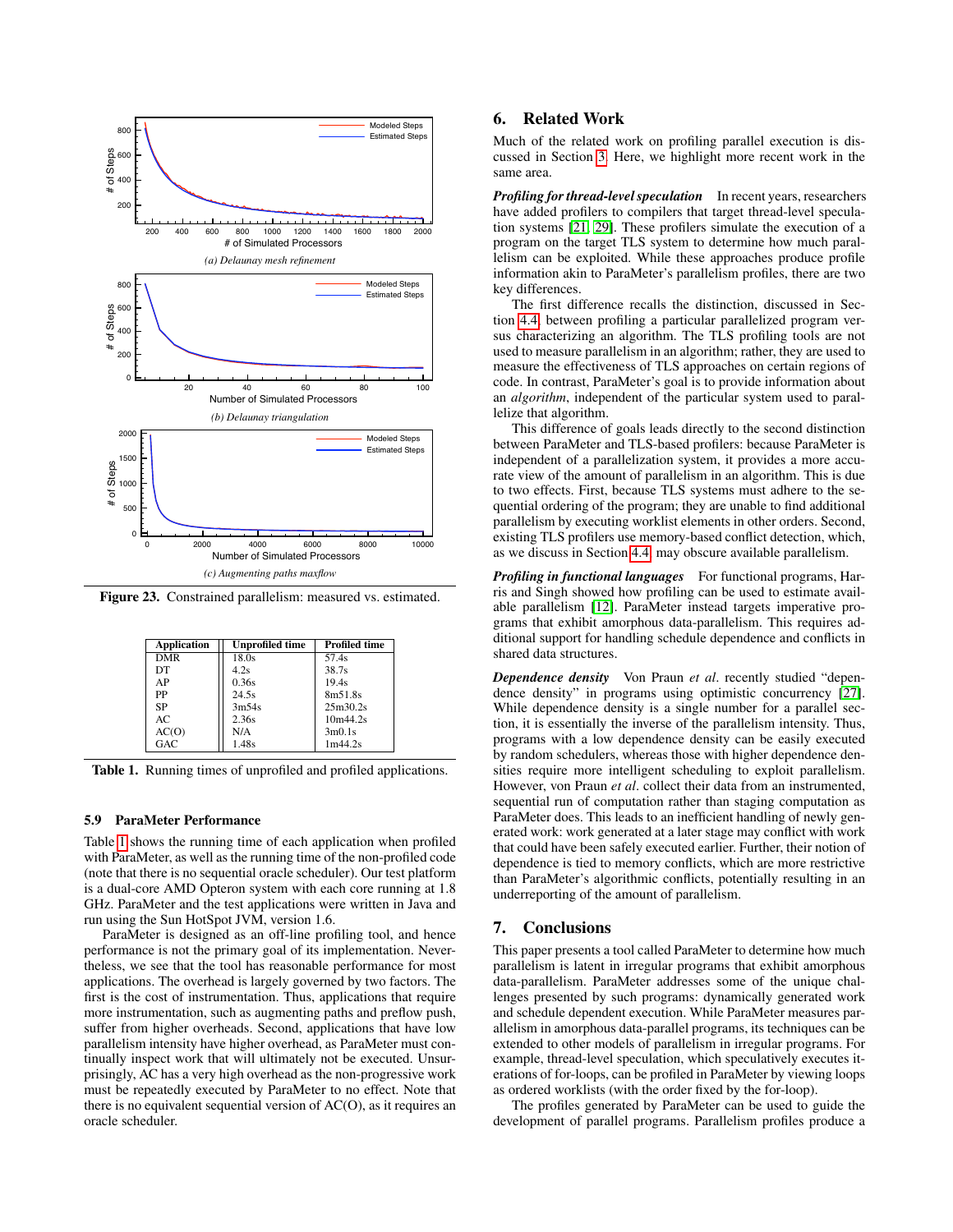(a) Delaunay mesh refinement

(b) Delaunay triangulation

(c) Augmenting paths maxflow

**Figure 23.** Constrained parallelism: measured vs. estimated.

| Application | Unprofiled time | Profiled time |
|---|---|---|
| DMR | 18.0s | 57.4s |
| DT | 4.2s | 38.7s |
| AP | 0.36s | 19.4s |
| PP | 24.5s | 8m51.8s |
| SP | 3m54s | 25m30.2s |
| AC | 2.36s | 10m44.2s |
| AC(O) | N/A | 3m0.1s |
| GAC | 1.48s | 1m44.2s |

**Table 1.** Running times of unprofiled and profiled applications.

### 5.9 ParaMeter Performance

Table 1 shows the running time of each application when profiled with ParaMeter, as well as the running time of the non-profiled code (note that there is no sequential oracle scheduler). Our test platform is a dual-core AMD Opteron system with each core running at 1.8 GHz. ParaMeter and the test applications were written in Java and run using the Sun HotSpot JVM, version 1.6.

ParaMeter is designed as an off-line profiling tool, and hence performance is not the primary goal of its implementation. Nevertheless, we see that the tool has reasonable performance for most applications. The overhead is largely governed by two factors. The first is the cost of instrumentation. Thus, applications that require more instrumentation, such as augmenting paths and preflow push, suffer from higher overheads. Second, applications that have low parallelism intensity have higher overhead, as ParaMeter must continually inspect work that will ultimately not be executed. Unsurprisingly, AC has a very high overhead as the non-progressive work must be repeatedly executed by ParaMeter to no effect. Note that there is no equivalent sequential version of AC(O), as it requires an oracle scheduler.

## 6. Related Work

Much of the related work on profiling parallel execution is discussed in Section 3. Here, we highlight more recent work in the same area.

***Profiling for thread-level speculation*** In recent years, researchers have added profilers to compilers that target thread-level speculation systems [21, 29]. These profilers simulate the execution of a program on the target TLS system to determine how much parallelism can be exploited. While these approaches produce profile information akin to ParaMeter's parallelism profiles, there are two key differences.

The first difference recalls the distinction, discussed in Section 4.4, between profiling a particular parallelized program versus characterizing an algorithm. The TLS profiling tools are not used to measure parallelism in an algorithm; rather, they are used to measure the effectiveness of TLS approaches on certain regions of code. In contrast, ParaMeter's goal is to provide information about an *algorithm*, independent of the particular system used to parallelize that algorithm.

This difference of goals leads directly to the second distinction between ParaMeter and TLS-based profilers: because ParaMeter is independent of a parallelization system, it provides a more accurate view of the amount of parallelism in an algorithm. This is due to two effects. First, because TLS systems must adhere to the sequential ordering of the program; they are unable to find additional parallelism by executing worklist elements in other orders. Second, existing TLS profilers use memory-based conflict detection, which, as we discuss in Section 4.4, may obscure available parallelism.

***Profiling in functional languages*** For functional programs, Harris and Singh showed how profiling can be used to estimate available parallelism [12]. ParaMeter instead targets imperative programs that exhibit amorphous data-parallelism. This requires additional support for handling schedule dependence and conflicts in shared data structures.

***Dependence density*** Von Praun *et al*. recently studied "dependence density" in programs using optimistic concurrency [27]. While dependence density is a single number for a parallel section, it is essentially the inverse of the parallelism intensity. Thus, programs with a low dependence density can be easily executed by random schedulers, whereas those with higher dependence densities require more intelligent scheduling to exploit parallelism. However, von Praun *et al*. collect their data from an instrumented, sequential run of computation rather than staging computation as ParaMeter does. This leads to an inefficient handling of newly generated work: work generated at a later stage may conflict with work that could have been safely executed earlier. Further, their notion of dependence is tied to memory conflicts, which are more restrictive than ParaMeter's algorithmic conflicts, potentially resulting in an underreporting of the amount of parallelism.

## 7. Conclusions

This paper presents a tool called ParaMeter to determine how much parallelism is latent in irregular programs that exhibit amorphous data-parallelism. ParaMeter addresses some of the unique challenges presented by such programs: dynamically generated work and schedule dependent execution. While ParaMeter measures parallelism in amorphous data-parallel programs, its techniques can be extended to other models of parallelism in irregular programs. For example, thread-level speculation, which speculatively executes iterations of for-loops, can be profiled in ParaMeter by viewing loops as ordered worklists (with the order fixed by the for-loop).

The profiles generated by ParaMeter can be used to guide the development of parallel programs. Parallelism profiles produce a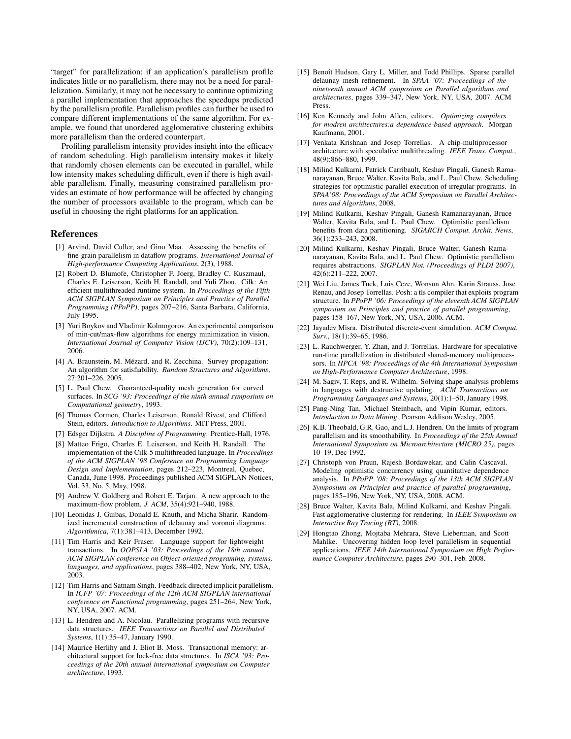"target" for parallelization: if an application's parallelism profile indicates little or no parallelism, there may not be a need for parallelization. Similarly, it may not be necessary to continue optimizing a parallel implementation that approaches the speedups predicted by the parallelism profile. Parallelism profiles can further be used to compare different implementations of the same algorithm. For example, we found that unordered agglomerative clustering exhibits more parallelism than the ordered counterpart.

Profiling parallelism intensity provides insight into the efficacy of random scheduling. High parallelism intensity makes it likely that randomly chosen elements can be executed in parallel, while low intensity makes scheduling difficult, even if there is high available parallelism. Finally, measuring constrained parallelism provides an estimate of how performance will be affected by changing the number of processors available to the program, which can be useful in choosing the right platforms for an application.

## References

[1] Arvind, David Culler, and Gino Maa. Assessing the benefits of fine-grain parallelism in dataflow programs. *International Journal of High-performance Computing Applications*, 2(3), 1988.

[2] Robert D. Blumofe, Christopher F. Joerg, Bradley C. Kuszmaul, Charles E. Leiserson, Keith H. Randall, and Yuli Zhou. Cilk: An efficient multithreaded runtime system. In *Proceedings of the Fifth ACM SIGPLAN Symposium on Principles and Practice of Parallel Programming (PPoPP)*, pages 207–216, Santa Barbara, California, July 1995.

[3] Yuri Boykov and Vladimir Kolmogorov. An experimental comparison of min-cut/max-flow algorithms for energy minimization in vision. *International Journal of Computer Vision (IJCV)*, 70(2):109–131, 2006.

[4] A. Braunstein, M. Mézard, and R. Zecchina. Survey propagation: An algorithm for satisfiability. *Random Structures and Algorithms*, 27:201–226, 2005.

[5] L. Paul Chew. Guaranteed-quality mesh generation for curved surfaces. In *SCG '93: Proceedings of the ninth annual symposium on Computational geometry*, 1993.

[6] Thomas Cormen, Charles Leiserson, Ronald Rivest, and Clifford Stein, editors. *Introduction to Algorithms*. MIT Press, 2001.

[7] Edsger Dijkstra. *A Discipline of Programming*. Prentice-Hall, 1976.

[8] Matteo Frigo, Charles E. Leiserson, and Keith H. Randall. The implementation of the Cilk-5 multithreaded language. In *Proceedings of the ACM SIGPLAN '98 Conference on Programming Language Design and Implementation*, pages 212–223, Montreal, Quebec, Canada, June 1998. Proceedings published ACM SIGPLAN Notices, Vol. 33, No. 5, May, 1998.

[9] Andrew V. Goldberg and Robert E. Tarjan. A new approach to the maximum-flow problem. *J. ACM*, 35(4):921–940, 1988.

[10] Leonidas J. Guibas, Donald E. Knuth, and Micha Sharir. Randomized incremental construction of delaunay and voronoi diagrams. *Algorithmica*, 7(1):381–413, December 1992.

[11] Tim Harris and Keir Fraser. Language support for lightweight transactions. In *OOPSLA '03: Proceedings of the 18th annual ACM SIGPLAN conference on Object-oriented programing, systems, languages, and applications*, pages 388–402, New York, NY, USA, 2003.

[12] Tim Harris and Satnam Singh. Feedback directed implicit parallelism. In *ICFP '07: Proceedings of the 12th ACM SIGPLAN international conference on Functional programming*, pages 251–264, New York, NY, USA, 2007. ACM.

[13] L. Hendren and A. Nicolau. Parallelizing programs with recursive data structures. *IEEE Transactions on Parallel and Distributed Systems*, 1(1):35–47, January 1990.

[14] Maurice Herlihy and J. Eliot B. Moss. Transactional memory: architectural support for lock-free data structures. In *ISCA '93: Proceedings of the 20th annual international symposium on Computer architecture*, 1993.

[15] Benoît Hudson, Gary L. Miller, and Todd Phillips. Sparse parallel delaunay mesh refinement. In *SPAA '07: Proceedings of the nineteenth annual ACM symposium on Parallel algorithms and architectures*, pages 339–347, New York, NY, USA, 2007. ACM Press.

[16] Ken Kennedy and John Allen, editors. *Optimizing compilers for modren architectures:a dependence-based approach*. Morgan Kaufmann, 2001.

[17] Venkata Krishnan and Josep Torrellas. A chip-multiprocessor architecture with speculative multithreading. *IEEE Trans. Comput.*, 48(9):866–880, 1999.

[18] Milind Kulkarni, Patrick Carribault, Keshav Pingali, Ganesh Ramanarayanan, Bruce Walter, Kavita Bala, and L. Paul Chew. Scheduling strategies for optimistic parallel execution of irregular programs. In *SPAA'08: Proceedings of the ACM Symposium on Parallel Architectures and Algorithms*, 2008.

[19] Milind Kulkarni, Keshav Pingali, Ganesh Ramanarayanan, Bruce Walter, Kavita Bala, and L. Paul Chew. Optimistic parallelism benefits from data partitioning. *SIGARCH Comput. Archit. News*, 36(1):233–243, 2008.

[20] Milind Kulkarni, Keshav Pingali, Bruce Walter, Ganesh Ramanarayanan, Kavita Bala, and L. Paul Chew. Optimistic parallelism requires abstractions. *SIGPLAN Not. (Proceedings of PLDI 2007)*, 42(6):211–222, 2007.

[21] Wei Liu, James Tuck, Luis Ceze, Wonsun Ahn, Karin Strauss, Jose Renau, and Josep Torrellas. Posh: a tls compiler that exploits program structure. In *PPoPP '06: Proceedings of the eleventh ACM SIGPLAN symposium on Principles and practice of parallel programming*, pages 158–167, New York, NY, USA, 2006. ACM.

[22] Jayadev Misra. Distributed discrete-event simulation. *ACM Comput. Surv.*, 18(1):39–65, 1986.

[23] L. Rauchwerger, Y. Zhan, and J. Torrellas. Hardware for speculative run-time parallelization in distributed shared-memory multiprocessors. In *HPCA '98: Proceedings of the 4th International Symposium on High-Performance Computer Architecture*, 1998.

[24] M. Sagiv, T. Reps, and R. Wilhelm. Solving shape-analysis problems in languages with destructive updating. *ACM Transactions on Programming Languages and Systems*, 20(1):1–50, January 1998.

[25] Pang-Ning Tan, Michael Steinbach, and Vipin Kumar, editors. *Introduction to Data Mining*. Pearson Addison Wesley, 2005.

[26] K.B. Theobald, G.R. Gao, and L.J. Hendren. On the limits of program parallelism and its smoothability. In *Proceedings of the 25th Annual International Symposium on Microarchitecture (MICRO 25)*, pages 10–19, Dec 1992.

[27] Christoph von Praun, Rajesh Bordawekar, and Calin Cascaval. Modeling optimistic concurrency using quantitative dependence analysis. In *PPoPP '08: Proceedings of the 13th ACM SIGPLAN Symposium on Principles and practice of parallel programming*, pages 185–196, New York, NY, USA, 2008. ACM.

[28] Bruce Walter, Kavita Bala, Milind Kulkarni, and Keshav Pingali. Fast agglomerative clustering for rendering. In *IEEE Symposium on Interactive Ray Tracing (RT)*, 2008.

[29] Hongtao Zhong, Mojtaba Mehrara, Steve Lieberman, and Scott Mahlke. Uncovering hidden loop level parallelism in sequential applications. *IEEE 14th International Symposium on High Performance Computer Architecture*, pages 290–301, Feb. 2008.